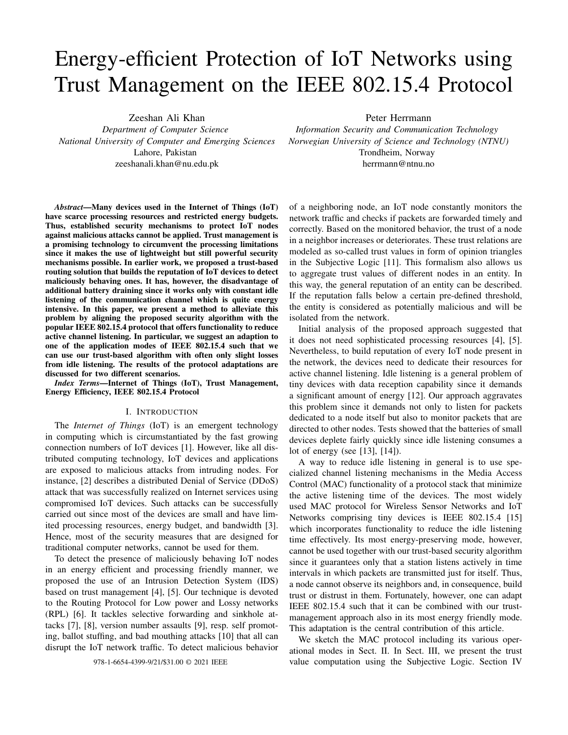# Energy-efficient Protection of IoT Networks using Trust Management on the IEEE 802.15.4 Protocol

Zeshan Ali Khan
*Department of Computer Science*
*National University of Computer and Emerging Sciences*
Lahore, Pakistan
zeeshanali.khan@nu.edu.pk

Peter Herrmann
*Information Security and Communication Technology*
*Norwegian University of Science and Technology (NTNU)*
Trondheim, Norway
herrmann@ntnu.no

***Abstract*—Many devices used in the Internet of Things (IoT) have scarce processing resources and restricted energy budgets. Thus, established security mechanisms to protect IoT nodes against malicious attacks cannot be applied. Trust management is a promising technology to circumvent the processing limitations since it makes the use of lightweight but still powerful security mechanisms possible. In earlier work, we proposed a trust-based routing solution that builds the reputation of IoT devices to detect maliciously behaving ones. It has, however, the disadvantage of additional battery draining since it works only with constant idle listening of the communication channel which is quite energy intensive. In this paper, we present a method to alleviate this problem by aligning the proposed security algorithm with the popular IEEE 802.15.4 protocol that offers functionality to reduce active channel listening. In particular, we suggest an adaption to one of the application modes of IEEE 802.15.4 such that we can use our trust-based algorithm with often only slight losses from idle listening. The results of the protocol adaptations are discussed for two different scenarios.**

***Index Terms*—Internet of Things (IoT), Trust Management, Energy Efficiency, IEEE 802.15.4 Protocol**

## I. Introduction

The *Internet of Things* (IoT) is an emergent technology in computing which is circumstantiated by the fast growing connection numbers of IoT devices [1]. However, like all distributed computing technology, IoT devices and applications are exposed to malicious attacks from intruding nodes. For instance, [2] describes a distributed Denial of Service (DDoS) attack that was successfully realized on Internet services using compromised IoT devices. Such attacks can be successfully carried out since most of the devices are small and have limited processing resources, energy budget, and bandwidth [3]. Hence, most of the security measures that are designed for traditional computer networks, cannot be used for them.

To detect the presence of maliciously behaving IoT nodes in an energy efficient and processing friendly manner, we proposed the use of an Intrusion Detection System (IDS) based on trust management [4], [5]. Our technique is devoted to the Routing Protocol for Low power and Lossy networks (RPL) [6]. It tackles selective forwarding and sinkhole attacks [7], [8], version number assaults [9], resp. self promoting, ballot stuffing, and bad mouthing attacks [10] that all can disrupt the IoT network traffic. To detect malicious behavior of a neighboring node, an IoT node constantly monitors the network traffic and checks if packets are forwarded timely and correctly. Based on the monitored behavior, the trust of a node in a neighbor increases or deteriorates. These trust relations are modeled as so-called trust values in form of opinion triangles in the Subjective Logic [11]. This formalism also allows us to aggregate trust values of different nodes in an entity. In this way, the general reputation of an entity can be described. If the reputation falls below a certain pre-defined threshold, the entity is considered as potentially malicious and will be isolated from the network.

Initial analysis of the proposed approach suggested that it does not need sophisticated processing resources [4], [5]. Nevertheless, to build reputation of every IoT node present in the network, the devices need to dedicate their resources for active channel listening. Idle listening is a general problem of tiny devices with data reception capability since it demands a significant amount of energy [12]. Our approach aggravates this problem since it demands not only to listen for packets dedicated to a node itself but also to monitor packets that are directed to other nodes. Tests showed that the batteries of small devices deplete fairly quickly since idle listening consumes a lot of energy (see [13], [14]).

A way to reduce idle listening in general is to use specialized channel listening mechanisms in the Media Access Control (MAC) functionality of a protocol stack that minimize the active listening time of the devices. The most widely used MAC protocol for Wireless Sensor Networks and IoT Networks comprising tiny devices is IEEE 802.15.4 [15] which incorporates functionality to reduce the idle listening time effectively. Its most energy-preserving mode, however, cannot be used together with our trust-based security algorithm since it guarantees only that a station listens actively in time intervals in which packets are transmitted just for itself. Thus, a node cannot observe its neighbors and, in consequence, build trust or distrust in them. Fortunately, however, one can adapt IEEE 802.15.4 such that it can be combined with our trust-management approach also in its most energy friendly mode. This adaptation is the central contribution of this article.

We sketch the MAC protocol including its various operational modes in Sect. II. In Sect. III, we present the trust value computation using the Subjective Logic. Section IV

978-1-6654-4399-9/21/$31.00 © 2021 IEEE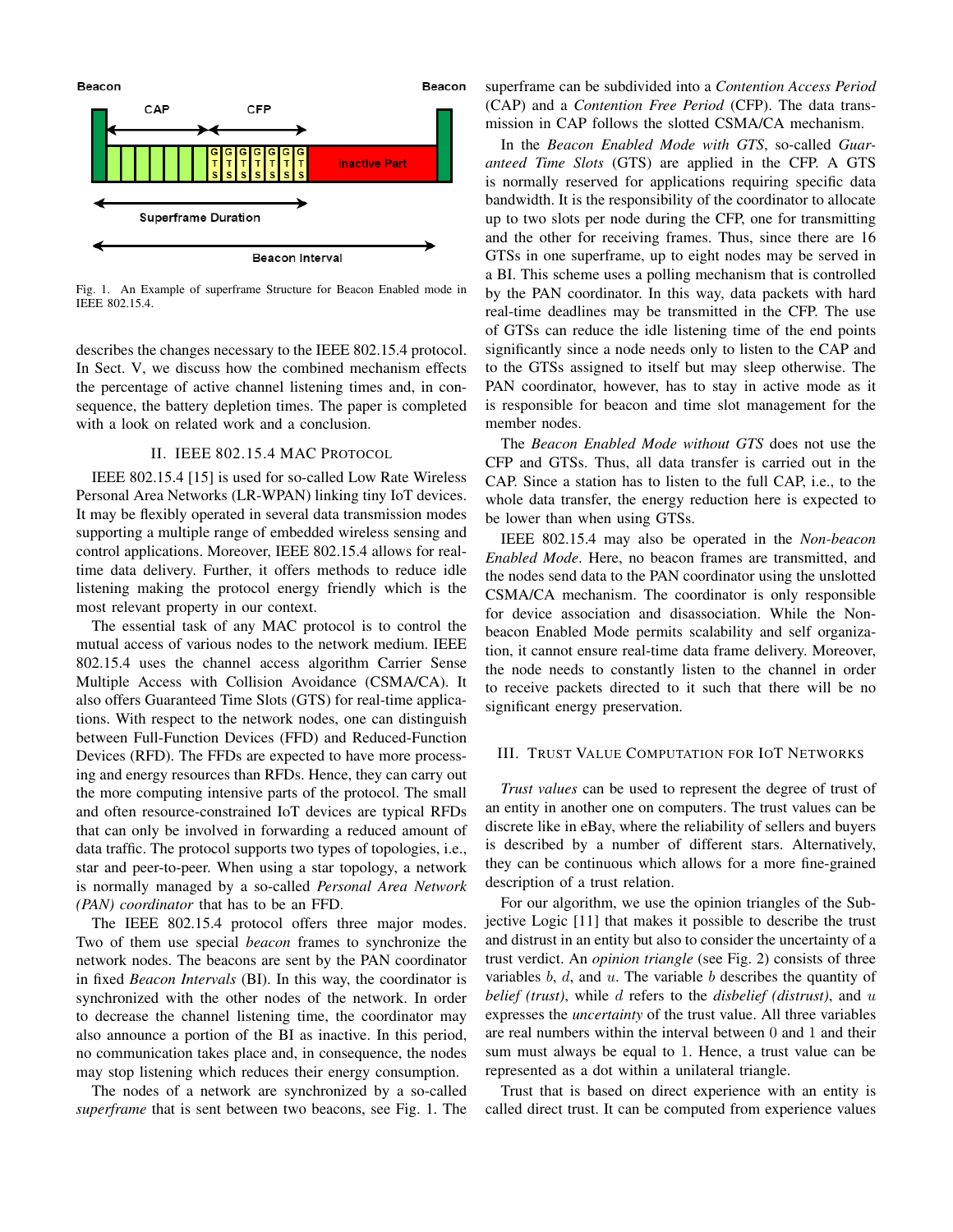Fig. 1. An Example of superframe Structure for Beacon Enabled mode in IEEE 802.15.4.

describes the changes necessary to the IEEE 802.15.4 protocol. In Sect. V, we discuss how the combined mechanism effects the percentage of active channel listening times and, in consequence, the battery depletion times. The paper is completed with a look on related work and a conclusion.

## II. IEEE 802.15.4 MAC Protocol

IEEE 802.15.4 [15] is used for so-called Low Rate Wireless Personal Area Networks (LR-WPAN) linking tiny IoT devices. It may be flexibly operated in several data transmission modes supporting a multiple range of embedded wireless sensing and control applications. Moreover, IEEE 802.15.4 allows for real-time data delivery. Further, it offers methods to reduce idle listening making the protocol energy friendly which is the most relevant property in our context.

The essential task of any MAC protocol is to control the mutual access of various nodes to the network medium. IEEE 802.15.4 uses the channel access algorithm Carrier Sense Multiple Access with Collision Avoidance (CSMA/CA). It also offers Guaranteed Time Slots (GTS) for real-time applications. With respect to the network nodes, one can distinguish between Full-Function Devices (FFD) and Reduced-Function Devices (RFD). The FFDs are expected to have more processing and energy resources than RFDs. Hence, they can carry out the more computing intensive parts of the protocol. The small and often resource-constrained IoT devices are typical RFDs that can only be involved in forwarding a reduced amount of data traffic. The protocol supports two types of topologies, i.e., star and peer-to-peer. When using a star topology, a network is normally managed by a so-called *Personal Area Network (PAN) coordinator* that has to be an FFD.

The IEEE 802.15.4 protocol offers three major modes. Two of them use special *beacon* frames to synchronize the network nodes. The beacons are sent by the PAN coordinator in fixed *Beacon Intervals* (BI). In this way, the coordinator is synchronized with the other nodes of the network. In order to decrease the channel listening time, the coordinator may also announce a portion of the BI as inactive. In this period, no communication takes place and, in consequence, the nodes may stop listening which reduces their energy consumption.

The nodes of a network are synchronized by a so-called *superframe* that is sent between two beacons, see Fig. 1. The superframe can be subdivided into a *Contention Access Period* (CAP) and a *Contention Free Period* (CFP). The data transmission in CAP follows the slotted CSMA/CA mechanism.

In the *Beacon Enabled Mode with GTS*, so-called *Guaranteed Time Slots* (GTS) are applied in the CFP. A GTS is normally reserved for applications requiring specific data bandwidth. It is the responsibility of the coordinator to allocate up to two slots per node during the CFP, one for transmitting and the other for receiving frames. Thus, since there are 16 GTSs in one superframe, up to eight nodes may be served in a BI. This scheme uses a polling mechanism that is controlled by the PAN coordinator. In this way, data packets with hard real-time deadlines may be transmitted in the CFP. The use of GTSs can reduce the idle listening time of the end points significantly since a node needs only to listen to the CAP and to the GTSs assigned to itself but may sleep otherwise. The PAN coordinator, however, has to stay in active mode as it is responsible for beacon and time slot management for the member nodes.

The *Beacon Enabled Mode without GTS* does not use the CFP and GTSs. Thus, all data transfer is carried out in the CAP. Since a station has to listen to the full CAP, i.e., to the whole data transfer, the energy reduction here is expected to be lower than when using GTSs.

IEEE 802.15.4 may also be operated in the *Non-beacon Enabled Mode*. Here, no beacon frames are transmitted, and the nodes send data to the PAN coordinator using the unslotted CSMA/CA mechanism. The coordinator is only responsible for device association and disassociation. While the Non-beacon Enabled Mode permits scalability and self organization, it cannot ensure real-time data frame delivery. Moreover, the node needs to constantly listen to the channel in order to receive packets directed to it such that there will be no significant energy preservation.

## III. Trust Value Computation for IoT Networks

*Trust values* can be used to represent the degree of trust of an entity in another one on computers. The trust values can be discrete like in eBay, where the reliability of sellers and buyers is described by a number of different stars. Alternatively, they can be continuous which allows for a more fine-grained description of a trust relation.

For our algorithm, we use the opinion triangles of the Subjective Logic [11] that makes it possible to describe the trust and distrust in an entity but also to consider the uncertainty of a trust verdict. An *opinion triangle* (see Fig. 2) consists of three variables $b$, $d$, and $u$. The variable $b$ describes the quantity of *belief (trust)*, while $d$ refers to the *disbelief (distrust)*, and $u$ expresses the *uncertainty* of the trust value. All three variables are real numbers within the interval between $0$ and $1$ and their sum must always be equal to $1$. Hence, a trust value can be represented as a dot within a unilateral triangle.

Trust that is based on direct experience with an entity is called direct trust. It can be computed from experience values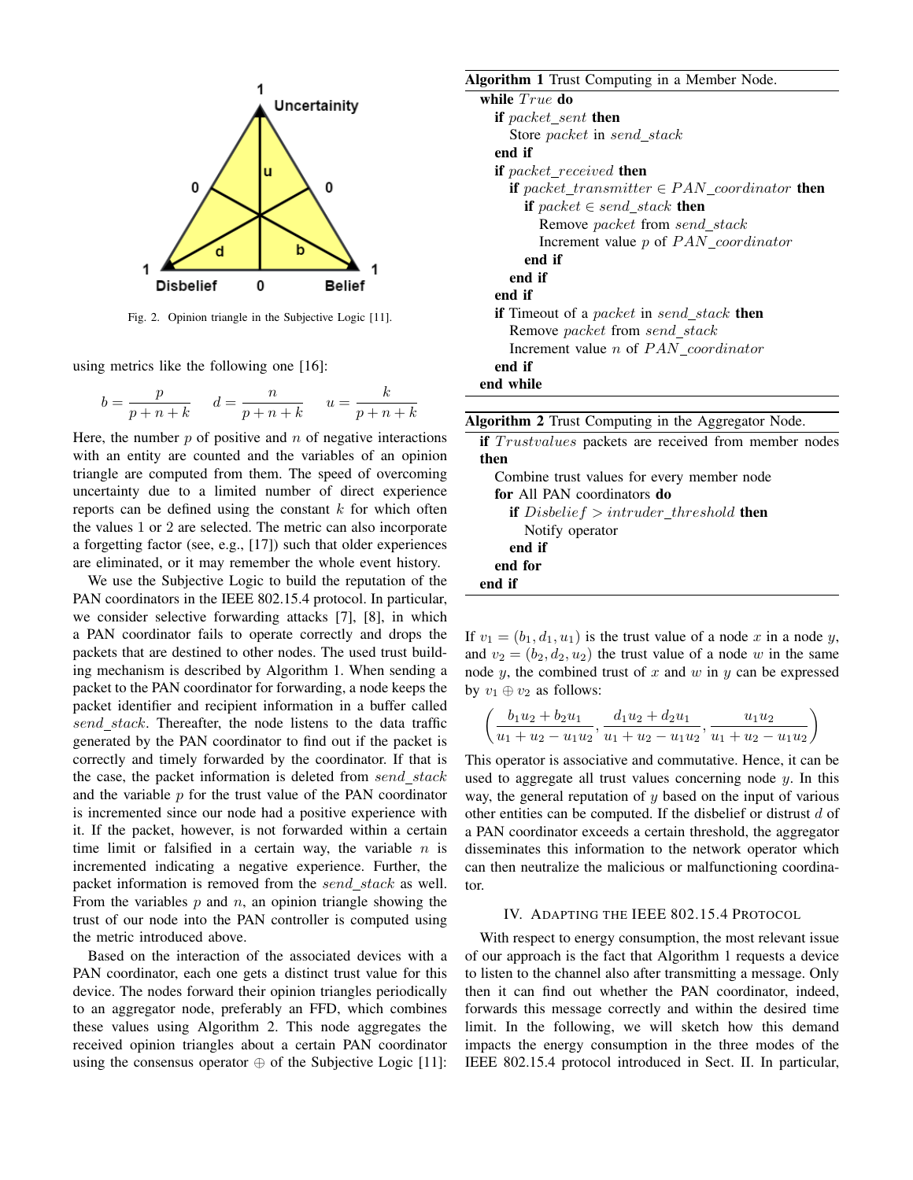Fig. 2. Opinion triangle in the Subjective Logic [11].

using metrics like the following one [16]:

$$b = \frac{p}{p+n+k} \qquad d = \frac{n}{p+n+k} \qquad u = \frac{k}{p+n+k}$$

Here, the number $p$ of positive and $n$ of negative interactions with an entity are counted and the variables of an opinion triangle are computed from them. The speed of overcoming uncertainty due to a limited number of direct experience reports can be defined using the constant $k$ for which often the values 1 or 2 are selected. The metric can also incorporate a forgetting factor (see, e.g., [17]) such that older experiences are eliminated, or it may remember the whole event history.

We use the Subjective Logic to build the reputation of the PAN coordinators in the IEEE 802.15.4 protocol. In particular, we consider selective forwarding attacks [7], [8], in which a PAN coordinator fails to operate correctly and drops the packets that are destined to other nodes. The used trust building mechanism is described by Algorithm 1. When sending a packet to the PAN coordinator for forwarding, a node keeps the packet identifier and recipient information in a buffer called $send\_stack$. Thereafter, the node listens to the data traffic generated by the PAN coordinator to find out if the packet is correctly and timely forwarded by the coordinator. If that is the case, the packet information is deleted from $send\_stack$ and the variable $p$ for the trust value of the PAN coordinator is incremented since our node had a positive experience with it. If the packet, however, is not forwarded within a certain time limit or falsified in a certain way, the variable $n$ is incremented indicating a negative experience. Further, the packet information is removed from the $send\_stack$ as well. From the variables $p$ and $n$, an opinion triangle showing the trust of our node into the PAN controller is computed using the metric introduced above.

Based on the interaction of the associated devices with a PAN coordinator, each one gets a distinct trust value for this device. The nodes forward their opinion triangles periodically to an aggregator node, preferably an FFD, which combines these values using Algorithm 2. This node aggregates the received opinion triangles about a certain PAN coordinator using the consensus operator $\oplus$ of the Subjective Logic [11]:

**Algorithm 1** Trust Computing in a Member Node.

```
while True do
  if packet_sent then
    Store packet in send_stack
  end if
  if packet_received then
    if packet_transmitter ∈ PAN_coordinator then
      if packet ∈ send_stack then
        Remove packet from send_stack
        Increment value p of PAN_coordinator
      end if
    end if
  end if
  if Timeout of a packet in send_stack then
    Remove packet from send_stack
    Increment value n of PAN_coordinator
  end if
end while
```

**Algorithm 2** Trust Computing in the Aggregator Node.

```
if Trustvalues packets are received from member nodes
then
  Combine trust values for every member node
  for All PAN coordinators do
    if Disbelief > intruder_threshold then
      Notify operator
    end if
  end for
end if
```

If $v_1 = (b_1, d_1, u_1)$ is the trust value of a node $x$ in a node $y$, and $v_2 = (b_2, d_2, u_2)$ the trust value of a node $w$ in the same node $y$, the combined trust of $x$ and $w$ in $y$ can be expressed by $v_1 \oplus v_2$ as follows:

$$\left( \frac{b_1 u_2 + b_2 u_1}{u_1 + u_2 - u_1 u_2}, \frac{d_1 u_2 + d_2 u_1}{u_1 + u_2 - u_1 u_2}, \frac{u_1 u_2}{u_1 + u_2 - u_1 u_2} \right)$$

This operator is associative and commutative. Hence, it can be used to aggregate all trust values concerning node $y$. In this way, the general reputation of $y$ based on the input of various other entities can be computed. If the disbelief or distrust $d$ of a PAN coordinator exceeds a certain threshold, the aggregator disseminates this information to the network operator which can then neutralize the malicious or malfunctioning coordinator.

## IV. Adapting the IEEE 802.15.4 Protocol

With respect to energy consumption, the most relevant issue of our approach is the fact that Algorithm 1 requests a device to listen to the channel also after transmitting a message. Only then it can find out whether the PAN coordinator, indeed, forwards this message correctly and within the desired time limit. In the following, we will sketch how this demand impacts the energy consumption in the three modes of the IEEE 802.15.4 protocol introduced in Sect. II. In particular,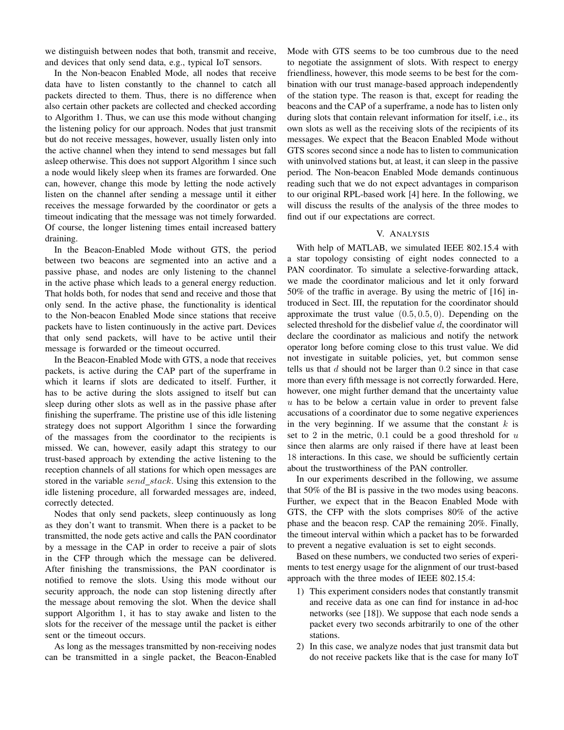we distinguish between nodes that both, transmit and receive, and devices that only send data, e.g., typical IoT sensors.

In the Non-beacon Enabled Mode, all nodes that receive data have to listen constantly to the channel to catch all packets directed to them. Thus, there is no difference when also certain other packets are collected and checked according to Algorithm 1. Thus, we can use this mode without changing the listening policy for our approach. Nodes that just transmit but do not receive messages, however, usually listen only into the active channel when they intend to send messages but fall asleep otherwise. This does not support Algorithm 1 since such a node would likely sleep when its frames are forwarded. One can, however, change this mode by letting the node actively listen on the channel after sending a message until it either receives the message forwarded by the coordinator or gets a timeout indicating that the message was not timely forwarded. Of course, the longer listening times entail increased battery draining.

In the Beacon-Enabled Mode without GTS, the period between two beacons are segmented into an active and a passive phase, and nodes are only listening to the channel in the active phase which leads to a general energy reduction. That holds both, for nodes that send and receive and those that only send. In the active phase, the functionality is identical to the Non-beacon Enabled Mode since stations that receive packets have to listen continuously in the active part. Devices that only send packets, will have to be active until their message is forwarded or the timeout occurred.

In the Beacon-Enabled Mode with GTS, a node that receives packets, is active during the CAP part of the superframe in which it learns if slots are dedicated to itself. Further, it has to be active during the slots assigned to itself but can sleep during other slots as well as in the passive phase after finishing the superframe. The pristine use of this idle listening strategy does not support Algorithm 1 since the forwarding of the massages from the coordinator to the recipients is missed. We can, however, easily adapt this strategy to our trust-based approach by extending the active listening to the reception channels of all stations for which open messages are stored in the variable $send\_stack$. Using this extension to the idle listening procedure, all forwarded messages are, indeed, correctly detected.

Nodes that only send packets, sleep continuously as long as they don't want to transmit. When there is a packet to be transmitted, the node gets active and calls the PAN coordinator by a message in the CAP in order to receive a pair of slots in the CFP through which the message can be delivered. After finishing the transmissions, the PAN coordinator is notified to remove the slots. Using this mode without our security approach, the node can stop listening directly after the message about removing the slot. When the device shall support Algorithm 1, it has to stay awake and listen to the slots for the receiver of the message until the packet is either sent or the timeout occurs.

As long as the messages transmitted by non-receiving nodes can be transmitted in a single packet, the Beacon-Enabled Mode with GTS seems to be too cumbrous due to the need to negotiate the assignment of slots. With respect to energy friendliness, however, this mode seems to be best for the combination with our trust manage-based approach independently of the station type. The reason is that, except for reading the beacons and the CAP of a superframe, a node has to listen only during slots that contain relevant information for itself, i.e., its own slots as well as the receiving slots of the recipients of its messages. We expect that the Beacon Enabled Mode without GTS scores second since a node has to listen to communication with uninvolved stations but, at least, it can sleep in the passive period. The Non-beacon Enabled Mode demands continuous reading such that we do not expect advantages in comparison to our original RPL-based work [4] here. In the following, we will discuss the results of the analysis of the three modes to find out if our expectations are correct.

## V. Analysis

With help of MATLAB, we simulated IEEE 802.15.4 with a star topology consisting of eight nodes connected to a PAN coordinator. To simulate a selective-forwarding attack, we made the coordinator malicious and let it only forward 50% of the traffic in average. By using the metric of [16] introduced in Sect. III, the reputation for the coordinator should approximate the trust value $(0.5, 0.5, 0)$. Depending on the selected threshold for the disbelief value $d$, the coordinator will declare the coordinator as malicious and notify the network operator long before coming close to this trust value. We did not investigate in suitable policies, yet, but common sense tells us that $d$ should not be larger than $0.2$ since in that case more than every fifth message is not correctly forwarded. Here, however, one might further demand that the uncertainty value $u$ has to be below a certain value in order to prevent false accusations of a coordinator due to some negative experiences in the very beginning. If we assume that the constant $k$ is set to 2 in the metric, $0.1$ could be a good threshold for $u$ since then alarms are only raised if there have at least been 18 interactions. In this case, we should be sufficiently certain about the trustworthiness of the PAN controller.

In our experiments described in the following, we assume that 50% of the BI is passive in the two modes using beacons. Further, we expect that in the Beacon Enabled Mode with GTS, the CFP with the slots comprises 80% of the active phase and the beacon resp. CAP the remaining 20%. Finally, the timeout interval within which a packet has to be forwarded to prevent a negative evaluation is set to eight seconds.

Based on these numbers, we conducted two series of experiments to test energy usage for the alignment of our trust-based approach with the three modes of IEEE 802.15.4:

1) This experiment considers nodes that constantly transmit and receive data as one can find for instance in ad-hoc networks (see [18]). We suppose that each node sends a packet every two seconds arbitrarily to one of the other stations.
2) In this case, we analyze nodes that just transmit data but do not receive packets like that is the case for many IoT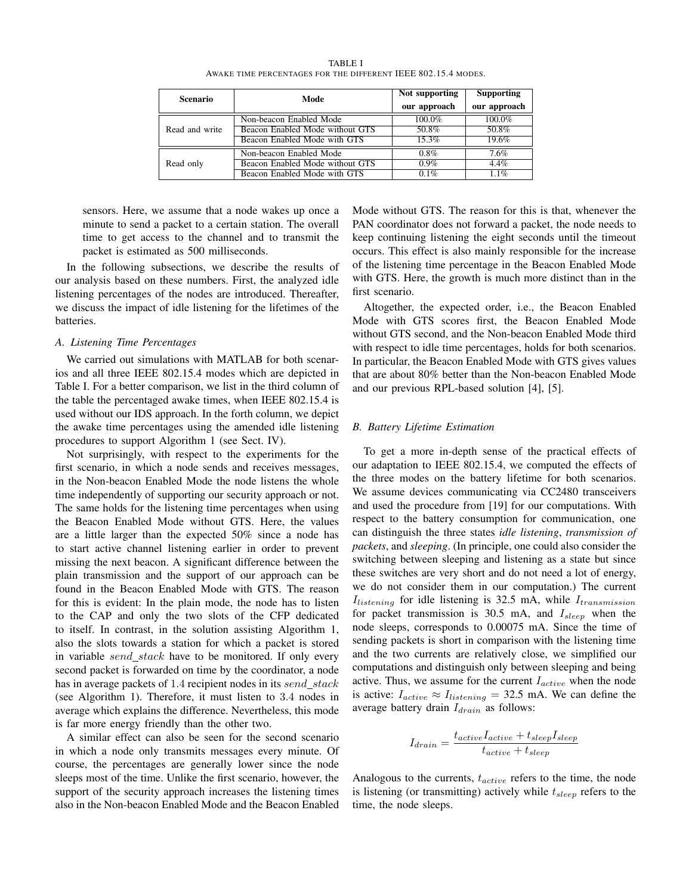TABLE I
Awake time percentages for the different IEEE 802.15.4 modes.

| Scenario | Mode | Not supporting our approach | Supporting our approach |
|---|---|---|---|
| Read and write | Non-beacon Enabled Mode | 100.0% | 100.0% |
| | Beacon Enabled Mode without GTS | 50.8% | 50.8% |
| | Beacon Enabled Mode with GTS | 15.3% | 19.6% |
| Read only | Non-beacon Enabled Mode | 0.8% | 7.6% |
| | Beacon Enabled Mode without GTS | 0.9% | 4.4% |
| | Beacon Enabled Mode with GTS | 0.1% | 1.1% |

sensors. Here, we assume that a node wakes up once a minute to send a packet to a certain station. The overall time to get access to the channel and to transmit the packet is estimated as 500 milliseconds.

In the following subsections, we describe the results of our analysis based on these numbers. First, the analyzed idle listening percentages of the nodes are introduced. Thereafter, we discuss the impact of idle listening for the lifetimes of the batteries.

### A. Listening Time Percentages

We carried out simulations with MATLAB for both scenarios and all three IEEE 802.15.4 modes which are depicted in Table I. For a better comparison, we list in the third column of the table the percentaged awake times, when IEEE 802.15.4 is used without our IDS approach. In the forth column, we depict the awake time percentages using the amended idle listening procedures to support Algorithm 1 (see Sect. IV).

Not surprisingly, with respect to the experiments for the first scenario, in which a node sends and receives messages, in the Non-beacon Enabled Mode the node listens the whole time independently of supporting our security approach or not. The same holds for the listening time percentages when using the Beacon Enabled Mode without GTS. Here, the values are a little larger than the expected 50% since a node has to start active channel listening earlier in order to prevent missing the next beacon. A significant difference between the plain transmission and the support of our approach can be found in the Beacon Enabled Mode with GTS. The reason for this is evident: In the plain mode, the node has to listen to the CAP and only the two slots of the CFP dedicated to itself. In contrast, in the solution assisting Algorithm 1, also the slots towards a station for which a packet is stored in variable $send\_stack$ have to be monitored. If only every second packet is forwarded on time by the coordinator, a node has in average packets of $1.4$ recipient nodes in its $send\_stack$ (see Algorithm 1). Therefore, it must listen to $3.4$ nodes in average which explains the difference. Nevertheless, this mode is far more energy friendly than the other two.

A similar effect can also be seen for the second scenario in which a node only transmits messages every minute. Of course, the percentages are generally lower since the node sleeps most of the time. Unlike the first scenario, however, the support of the security approach increases the listening times also in the Non-beacon Enabled Mode and the Beacon Enabled Mode without GTS. The reason for this is that, whenever the PAN coordinator does not forward a packet, the node needs to keep continuing listening the eight seconds until the timeout occurs. This effect is also mainly responsible for the increase of the listening time percentage in the Beacon Enabled Mode with GTS. Here, the growth is much more distinct than in the first scenario.

Altogether, the expected order, i.e., the Beacon Enabled Mode with GTS scores first, the Beacon Enabled Mode without GTS second, and the Non-beacon Enabled Mode third with respect to idle time percentages, holds for both scenarios. In particular, the Beacon Enabled Mode with GTS gives values that are about 80% better than the Non-beacon Enabled Mode and our previous RPL-based solution [4], [5].

### B. Battery Lifetime Estimation

To get a more in-depth sense of the practical effects of our adaptation to IEEE 802.15.4, we computed the effects of the three modes on the battery lifetime for both scenarios. We assume devices communicating via CC2480 transceivers and used the procedure from [19] for our computations. With respect to the battery consumption for communication, one can distinguish the three states *idle listening*, *transmission of packets*, and *sleeping*. (In principle, one could also consider the switching between sleeping and listening as a state but since these switches are very short and do not need a lot of energy, we do not consider them in our computation.) The current $I_{listening}$ for idle listening is 32.5 mA, while $I_{transmission}$ for packet transmission is 30.5 mA, and $I_{sleep}$ when the node sleeps, corresponds to 0.00075 mA. Since the time of sending packets is short in comparison with the listening time and the two currents are relatively close, we simplified our computations and distinguish only between sleeping and being active. Thus, we assume for the current $I_{active}$ when the node is active: $I_{active} \approx I_{listening} = 32.5$ mA. We can define the average battery drain $I_{drain}$ as follows:

$$I_{drain} = \frac{t_{active} I_{active} + t_{sleep} I_{sleep}}{t_{active} + t_{sleep}}$$

Analogous to the currents, $t_{active}$ refers to the time, the node is listening (or transmitting) actively while $t_{sleep}$ refers to the time, the node sleeps.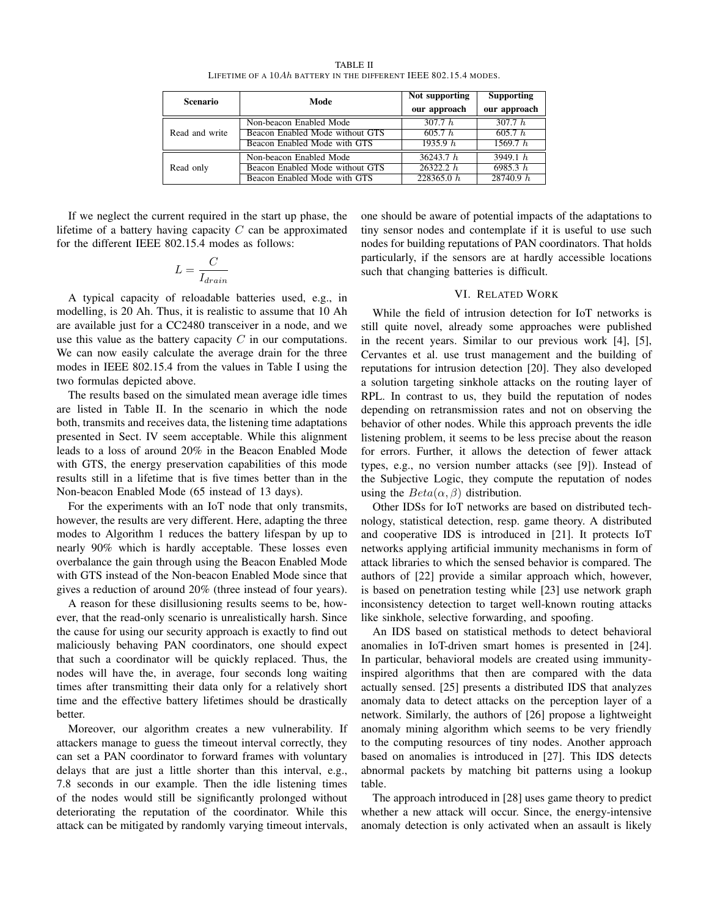TABLE II
LIFETIME OF A $10Ah$ BATTERY IN THE DIFFERENT IEEE 802.15.4 MODES.

| Scenario | Mode | Not supporting our approach | Supporting our approach |
|---|---|---|---|
| Read and write | Non-beacon Enabled Mode | 307.7 $h$ | 307.7 $h$ |
| | Beacon Enabled Mode without GTS | 605.7 $h$ | 605.7 $h$ |
| | Beacon Enabled Mode with GTS | 1935.9 $h$ | 1569.7 $h$ |
| Read only | Non-beacon Enabled Mode | 36243.7 $h$ | 3949.1 $h$ |
| | Beacon Enabled Mode without GTS | 26322.2 $h$ | 6985.3 $h$ |
| | Beacon Enabled Mode with GTS | 228365.0 $h$ | 28740.9 $h$ |

If we neglect the current required in the start up phase, the lifetime of a battery having capacity $C$ can be approximated for the different IEEE 802.15.4 modes as follows:

$$L = \frac{C}{I_{drain}}$$

A typical capacity of reloadable batteries used, e.g., in modelling, is 20 Ah. Thus, it is realistic to assume that 10 Ah are available just for a CC2480 transceiver in a node, and we use this value as the battery capacity $C$ in our computations. We can now easily calculate the average drain for the three modes in IEEE 802.15.4 from the values in Table I using the two formulas depicted above.

The results based on the simulated mean average idle times are listed in Table II. In the scenario in which the node both, transmits and receives data, the listening time adaptations presented in Sect. IV seem acceptable. While this alignment leads to a loss of around 20% in the Beacon Enabled Mode with GTS, the energy preservation capabilities of this mode results still in a lifetime that is five times better than in the Non-beacon Enabled Mode (65 instead of 13 days).

For the experiments with an IoT node that only transmits, however, the results are very different. Here, adapting the three modes to Algorithm 1 reduces the battery lifespan by up to nearly 90% which is hardly acceptable. These losses even overbalance the gain through using the Beacon Enabled Mode with GTS instead of the Non-beacon Enabled Mode since that gives a reduction of around 20% (three instead of four years).

A reason for these disillusioning results seems to be, however, that the read-only scenario is unrealistically harsh. Since the cause for using our security approach is exactly to find out maliciously behaving PAN coordinators, one should expect that such a coordinator will be quickly replaced. Thus, the nodes will have the, in average, four seconds long waiting times after transmitting their data only for a relatively short time and the effective battery lifetimes should be drastically better.

Moreover, our algorithm creates a new vulnerability. If attackers manage to guess the timeout interval correctly, they can set a PAN coordinator to forward frames with voluntary delays that are just a little shorter than this interval, e.g., 7.8 seconds in our example. Then the idle listening times of the nodes would still be significantly prolonged without deteriorating the reputation of the coordinator. While this attack can be mitigated by randomly varying timeout intervals, one should be aware of potential impacts of the adaptations to tiny sensor nodes and contemplate if it is useful to use such nodes for building reputations of PAN coordinators. That holds particularly, if the sensors are at hardly accessible locations such that changing batteries is difficult.

## VI. Related Work

While the field of intrusion detection for IoT networks is still quite novel, already some approaches were published in the recent years. Similar to our previous work [4], [5], Cervantes et al. use trust management and the building of reputations for intrusion detection [20]. They also developed a solution targeting sinkhole attacks on the routing layer of RPL. In contrast to us, they build the reputation of nodes depending on retransmission rates and not on observing the behavior of other nodes. While this approach prevents the idle listening problem, it seems to be less precise about the reason for errors. Further, it allows the detection of fewer attack types, e.g., no version number attacks (see [9]). Instead of the Subjective Logic, they compute the reputation of nodes using the $Beta(\alpha, \beta)$ distribution.

Other IDSs for IoT networks are based on distributed technology, statistical detection, resp. game theory. A distributed and cooperative IDS is introduced in [21]. It protects IoT networks applying artificial immunity mechanisms in form of attack libraries to which the sensed behavior is compared. The authors of [22] provide a similar approach which, however, is based on penetration testing while [23] use network graph inconsistency detection to target well-known routing attacks like sinkhole, selective forwarding, and spoofing.

An IDS based on statistical methods to detect behavioral anomalies in IoT-driven smart homes is presented in [24]. In particular, behavioral models are created using immunity-inspired algorithms that then are compared with the data actually sensed. [25] presents a distributed IDS that analyzes anomaly data to detect attacks on the perception layer of a network. Similarly, the authors of [26] propose a lightweight anomaly mining algorithm which seems to be very friendly to the computing resources of tiny nodes. Another approach based on anomalies is introduced in [27]. This IDS detects abnormal packets by matching bit patterns using a lookup table.

The approach introduced in [28] uses game theory to predict whether a new attack will occur. Since, the energy-intensive anomaly detection is only activated when an assault is likely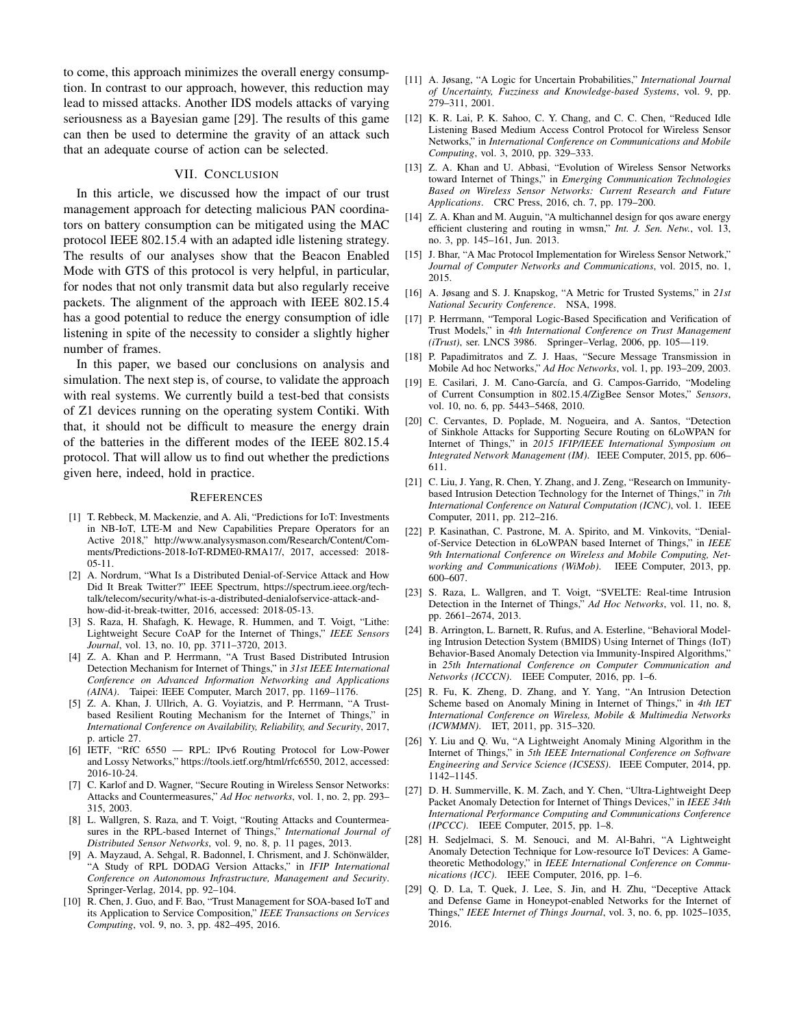to come, this approach minimizes the overall energy consumption. In contrast to our approach, however, this reduction may lead to missed attacks. Another IDS models attacks of varying seriousness as a Bayesian game [29]. The results of this game can then be used to determine the gravity of an attack such that an adequate course of action can be selected.

## VII. Conclusion

In this article, we discussed how the impact of our trust management approach for detecting malicious PAN coordinators on battery consumption can be mitigated using the MAC protocol IEEE 802.15.4 with an adapted idle listening strategy. The results of our analyses show that the Beacon Enabled Mode with GTS of this protocol is very helpful, in particular, for nodes that not only transmit data but also regularly receive packets. The alignment of the approach with IEEE 802.15.4 has a good potential to reduce the energy consumption of idle listening in spite of the necessity to consider a slightly higher number of frames.

In this paper, we based our conclusions on analysis and simulation. The next step is, of course, to validate the approach with real systems. We currently build a test-bed that consists of Z1 devices running on the operating system Contiki. With that, it should not be difficult to measure the energy drain of the batteries in the different modes of the IEEE 802.15.4 protocol. That will allow us to find out whether the predictions given here, indeed, hold in practice.

## References

[1] T. Rebbeck, M. Mackenzie, and A. Ali, "Predictions for IoT: Investments in NB-IoT, LTE-M and New Capabilities Prepare Operators for an Active 2018," http://www.analysysmason.com/Research/Content/Comments/Predictions-2018-IoT-RDME0-RMA17/, 2017, accessed: 2018-05-11.

[2] A. Nordrum, "What Is a Distributed Denial-of-Service Attack and How Did It Break Twitter?" IEEE Spectrum, https://spectrum.ieee.org/tech-talk/telecom/security/what-is-a-distributed-denialofservice-attack-and-how-did-it-break-twitter, 2016, accessed: 2018-05-13.

[3] S. Raza, H. Shafagh, K. Hewage, R. Hummen, and T. Voigt, "Lithe: Lightweight Secure CoAP for the Internet of Things," *IEEE Sensors Journal*, vol. 13, no. 10, pp. 3711–3720, 2013.

[4] Z. A. Khan and P. Herrmann, "A Trust Based Distributed Intrusion Detection Mechanism for Internet of Things," in *31st IEEE International Conference on Advanced Information Networking and Applications (AINA)*. Taipei: IEEE Computer, March 2017, pp. 1169–1176.

[5] Z. A. Khan, J. Ullrich, A. G. Voyiatzis, and P. Herrmann, "A Trust-based Resilient Routing Mechanism for the Internet of Things," in *International Conference on Availability, Reliability, and Security*, 2017, p. article 27.

[6] IETF, "RfC 6550 — RPL: IPv6 Routing Protocol for Low-Power and Lossy Networks," https://tools.ietf.org/html/rfc6550, 2012, accessed: 2016-10-24.

[7] C. Karlof and D. Wagner, "Secure Routing in Wireless Sensor Networks: Attacks and Countermeasures," *Ad Hoc networks*, vol. 1, no. 2, pp. 293–315, 2003.

[8] L. Wallgren, S. Raza, and T. Voigt, "Routing Attacks and Countermeasures in the RPL-based Internet of Things," *International Journal of Distributed Sensor Networks*, vol. 9, no. 8, p. 11 pages, 2013.

[9] A. Mayzaud, A. Sehgal, R. Badonnel, I. Chrisment, and J. Schönwälder, "A Study of RPL DODAG Version Attacks," in *IFIP International Conference on Autonomous Infrastructure, Management and Security*. Springer-Verlag, 2014, pp. 92–104.

[10] R. Chen, J. Guo, and F. Bao, "Trust Management for SOA-based IoT and its Application to Service Composition," *IEEE Transactions on Services Computing*, vol. 9, no. 3, pp. 482–495, 2016.

[11] A. Jøsang, "A Logic for Uncertain Probabilities," *International Journal of Uncertainty, Fuzziness and Knowledge-based Systems*, vol. 9, pp. 279–311, 2001.

[12] K. R. Lai, P. K. Sahoo, C. Y. Chang, and C. C. Chen, "Reduced Idle Listening Based Medium Access Control Protocol for Wireless Sensor Networks," in *International Conference on Communications and Mobile Computing*, vol. 3, 2010, pp. 329–333.

[13] Z. A. Khan and U. Abbasi, "Evolution of Wireless Sensor Networks toward Internet of Things," in *Emerging Communication Technologies Based on Wireless Sensor Networks: Current Research and Future Applications*. CRC Press, 2016, ch. 7, pp. 179–200.

[14] Z. A. Khan and M. Auguin, "A multichannel design for qos aware energy efficient clustering and routing in wmsn," *Int. J. Sen. Netw.*, vol. 13, no. 3, pp. 145–161, Jun. 2013.

[15] J. Bhar, "A Mac Protocol Implementation for Wireless Sensor Network," *Journal of Computer Networks and Communications*, vol. 2015, no. 1, 2015.

[16] A. Jøsang and S. J. Knapskog, "A Metric for Trusted Systems," in *21st National Security Conference*. NSA, 1998.

[17] P. Herrmann, "Temporal Logic-Based Specification and Verification of Trust Models," in *4th International Conference on Trust Management (iTrust)*, ser. LNCS 3986. Springer–Verlag, 2006, pp. 105—119.

[18] P. Papadimitratos and Z. J. Haas, "Secure Message Transmission in Mobile Ad hoc Networks," *Ad Hoc Networks*, vol. 1, pp. 193–209, 2003.

[19] E. Casilari, J. M. Cano-García, and G. Campos-Garrido, "Modeling of Current Consumption in 802.15.4/ZigBee Sensor Motes," *Sensors*, vol. 10, no. 6, pp. 5443–5468, 2010.

[20] C. Cervantes, D. Poplade, M. Nogueira, and A. Santos, "Detection of Sinkhole Attacks for Supporting Secure Routing on 6LoWPAN for Internet of Things," in *2015 IFIP/IEEE International Symposium on Integrated Network Management (IM)*. IEEE Computer, 2015, pp. 606–611.

[21] C. Liu, J. Yang, R. Chen, Y. Zhang, and J. Zeng, "Research on Immunity-based Intrusion Detection Technology for the Internet of Things," in *7th International Conference on Natural Computation (ICNC)*, vol. 1. IEEE Computer, 2011, pp. 212–216.

[22] P. Kasinathan, C. Pastrone, M. A. Spirito, and M. Vinkovits, "Denial-of-Service Detection in 6LoWPAN based Internet of Things," in *IEEE 9th International Conference on Wireless and Mobile Computing, Networking and Communications (WiMob)*. IEEE Computer, 2013, pp. 600–607.

[23] S. Raza, L. Wallgren, and T. Voigt, "SVELTE: Real-time Intrusion Detection in the Internet of Things," *Ad Hoc Networks*, vol. 11, no. 8, pp. 2661–2674, 2013.

[24] B. Arrington, L. Barnett, R. Rufus, and A. Esterline, "Behavioral Modeling Intrusion Detection System (BMIDS) Using Internet of Things (IoT) Behavior-Based Anomaly Detection via Immunity-Inspired Algorithms," in *25th International Conference on Computer Communication and Networks (ICCCN)*. IEEE Computer, 2016, pp. 1–6.

[25] R. Fu, K. Zheng, D. Zhang, and Y. Yang, "An Intrusion Detection Scheme based on Anomaly Mining in Internet of Things," in *4th IET International Conference on Wireless, Mobile & Multimedia Networks (ICWMMN)*. IET, 2011, pp. 315–320.

[26] Y. Liu and Q. Wu, "A Lightweight Anomaly Mining Algorithm in the Internet of Things," in *5th IEEE International Conference on Software Engineering and Service Science (ICSESS)*. IEEE Computer, 2014, pp. 1142–1145.

[27] D. H. Summerville, K. M. Zach, and Y. Chen, "Ultra-Lightweight Deep Packet Anomaly Detection for Internet of Things Devices," in *IEEE 34th International Performance Computing and Communications Conference (IPCCC)*. IEEE Computer, 2015, pp. 1–8.

[28] H. Sedjelmaci, S. M. Senouci, and M. Al-Bahri, "A Lightweight Anomaly Detection Technique for Low-resource IoT Devices: A Game-theoretic Methodology," in *IEEE International Conference on Communications (ICC)*. IEEE Computer, 2016, pp. 1–6.

[29] Q. D. La, T. Quek, J. Lee, S. Jin, and H. Zhu, "Deceptive Attack and Defense Game in Honeypot-enabled Networks for the Internet of Things," *IEEE Internet of Things Journal*, vol. 3, no. 6, pp. 1025–1035, 2016.